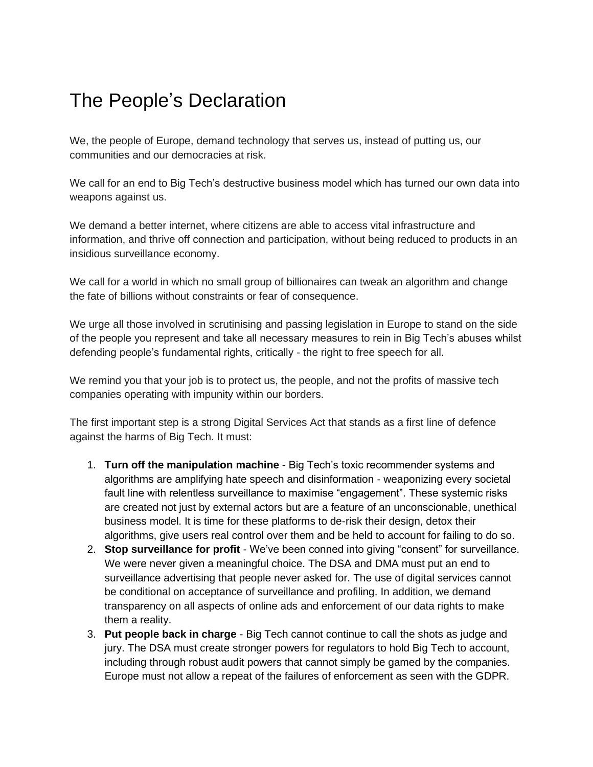# The People's Declaration

We, the people of Europe, demand technology that serves us, instead of putting us, our communities and our democracies at risk.

We call for an end to Big Tech's destructive business model which has turned our own data into weapons against us.

We demand a better internet, where citizens are able to access vital infrastructure and information, and thrive off connection and participation, without being reduced to products in an insidious surveillance economy.

We call for a world in which no small group of billionaires can tweak an algorithm and change the fate of billions without constraints or fear of consequence.

We urge all those involved in scrutinising and passing legislation in Europe to stand on the side of the people you represent and take all necessary measures to rein in Big Tech's abuses whilst defending people's fundamental rights, critically - the right to free speech for all.

We remind you that your job is to protect us, the people, and not the profits of massive tech companies operating with impunity within our borders.

The first important step is a strong Digital Services Act that stands as a first line of defence against the harms of Big Tech. It must:

1. **Turn off the manipulation machine** - Big Tech's toxic recommender systems and algorithms are amplifying hate speech and disinformation - weaponizing every societal fault line with relentless surveillance to maximise "engagement". These systemic risks are created not just by external actors but are a feature of an unconscionable, unethical business model. It is time for these platforms to de-risk their design, detox their algorithms, give users real control over them and be held to account for failing to do so.
2. **Stop surveillance for profit** - We've been conned into giving "consent" for surveillance. We were never given a meaningful choice. The DSA and DMA must put an end to surveillance advertising that people never asked for. The use of digital services cannot be conditional on acceptance of surveillance and profiling. In addition, we demand transparency on all aspects of online ads and enforcement of our data rights to make them a reality.
3. **Put people back in charge** - Big Tech cannot continue to call the shots as judge and jury. The DSA must create stronger powers for regulators to hold Big Tech to account, including through robust audit powers that cannot simply be gamed by the companies. Europe must not allow a repeat of the failures of enforcement as seen with the GDPR.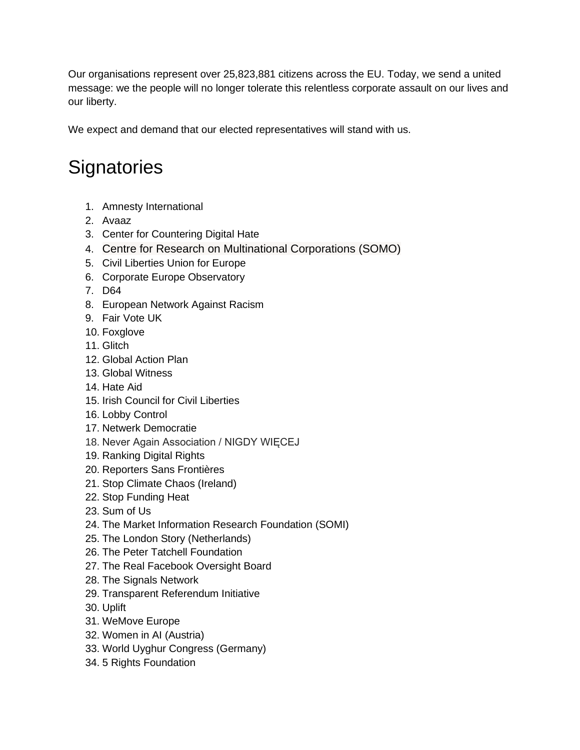Our organisations represent over 25,823,881 citizens across the EU. Today, we send a united message: we the people will no longer tolerate this relentless corporate assault on our lives and our liberty.

We expect and demand that our elected representatives will stand with us.

# Signatories

1. Amnesty International
2. Avaaz
3. Center for Countering Digital Hate
4. Centre for Research on Multinational Corporations (SOMO)
5. Civil Liberties Union for Europe
6. Corporate Europe Observatory
7. D64
8. European Network Against Racism
9. Fair Vote UK
10. Foxglove
11. Glitch
12. Global Action Plan
13. Global Witness
14. Hate Aid
15. Irish Council for Civil Liberties
16. Lobby Control
17. Netwerk Democratie
18. Never Again Association / NIGDY WIĘCEJ
19. Ranking Digital Rights
20. Reporters Sans Frontières
21. Stop Climate Chaos (Ireland)
22. Stop Funding Heat
23. Sum of Us
24. The Market Information Research Foundation (SOMI)
25. The London Story (Netherlands)
26. The Peter Tatchell Foundation
27. The Real Facebook Oversight Board
28. The Signals Network
29. Transparent Referendum Initiative
30. Uplift
31. WeMove Europe
32. Women in AI (Austria)
33. World Uyghur Congress (Germany)
34. 5 Rights Foundation